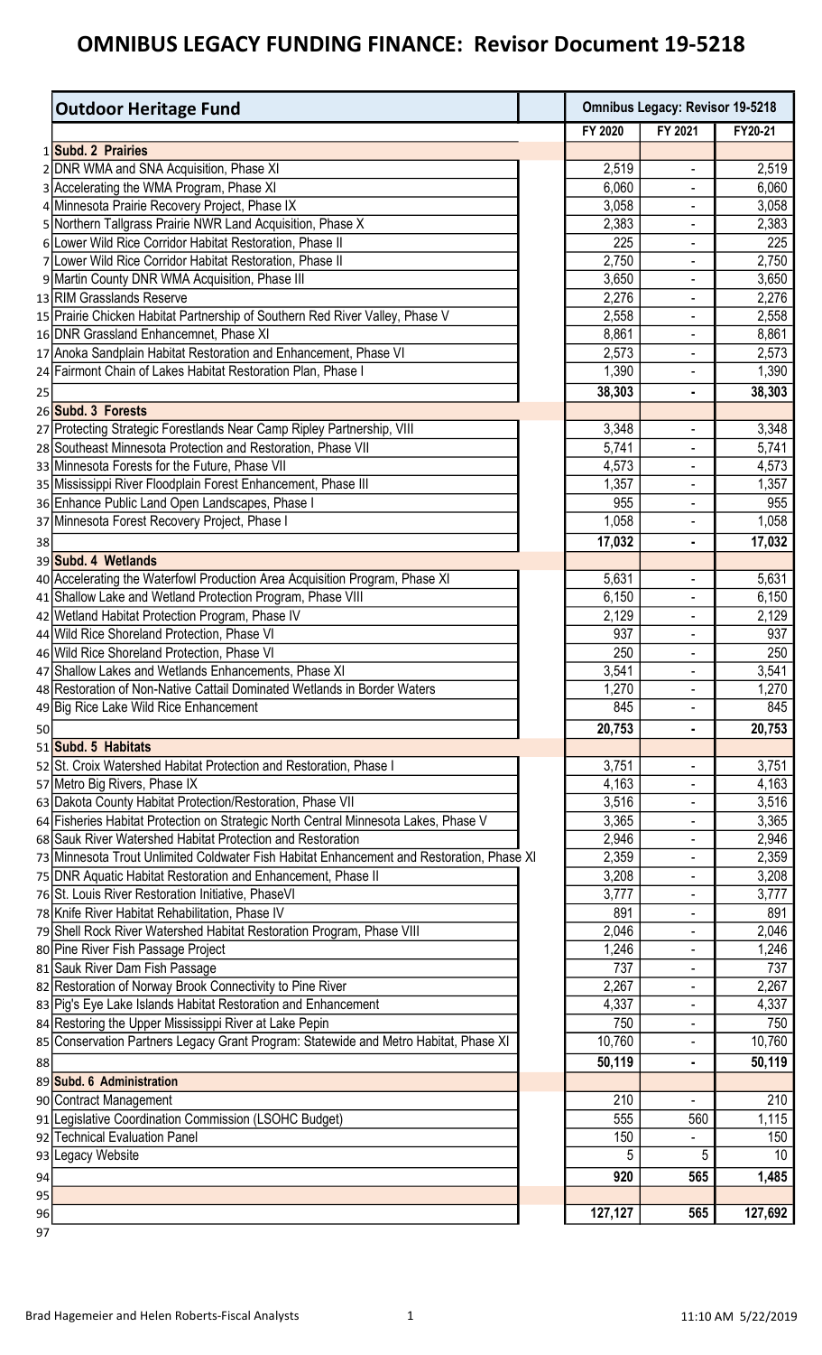# OMNIBUS LEGACY FUNDING FINANCE: Revisor Document 19-5218

| | Outdoor Heritage Fund | Omnibus Legacy: Revisor 19-5218 | | |
|---|---|---|---|---|
| | | FY 2020 | FY 2021 | FY20-21 |
| 1 | **Subd. 2 Prairies** | | | |
| 2 | DNR WMA and SNA Acquisition, Phase XI | 2,519 | - | 2,519 |
| 3 | Accelerating the WMA Program, Phase XI | 6,060 | - | 6,060 |
| 4 | Minnesota Prairie Recovery Project, Phase IX | 3,058 | - | 3,058 |
| 5 | Northern Tallgrass Prairie NWR Land Acquisition, Phase X | 2,383 | - | 2,383 |
| 6 | Lower Wild Rice Corridor Habitat Restoration, Phase II | 225 | - | 225 |
| 7 | Lower Wild Rice Corridor Habitat Restoration, Phase II | 2,750 | - | 2,750 |
| 9 | Martin County DNR WMA Acquisition, Phase III | 3,650 | - | 3,650 |
| 13 | RIM Grasslands Reserve | 2,276 | - | 2,276 |
| 15 | Prairie Chicken Habitat Partnership of Southern Red River Valley, Phase V | 2,558 | - | 2,558 |
| 16 | DNR Grassland Enhancemnet, Phase XI | 8,861 | - | 8,861 |
| 17 | Anoka Sandplain Habitat Restoration and Enhancement, Phase VI | 2,573 | - | 2,573 |
| 24 | Fairmont Chain of Lakes Habitat Restoration Plan, Phase I | 1,390 | - | 1,390 |
| 25 | | **38,303** | **-** | **38,303** |
| 26 | **Subd. 3 Forests** | | | |
| 27 | Protecting Strategic Forestlands Near Camp Ripley Partnership, VIII | 3,348 | - | 3,348 |
| 28 | Southeast Minnesota Protection and Restoration, Phase VII | 5,741 | - | 5,741 |
| 33 | Minnesota Forests for the Future, Phase VII | 4,573 | - | 4,573 |
| 35 | Mississippi River Floodplain Forest Enhancement, Phase III | 1,357 | - | 1,357 |
| 36 | Enhance Public Land Open Landscapes, Phase I | 955 | - | 955 |
| 37 | Minnesota Forest Recovery Project, Phase I | 1,058 | - | 1,058 |
| 38 | | **17,032** | **-** | **17,032** |
| 39 | **Subd. 4 Wetlands** | | | |
| 40 | Accelerating the Waterfowl Production Area Acquisition Program, Phase XI | 5,631 | - | 5,631 |
| 41 | Shallow Lake and Wetland Protection Program, Phase VIII | 6,150 | - | 6,150 |
| 42 | Wetland Habitat Protection Program, Phase IV | 2,129 | - | 2,129 |
| 44 | Wild Rice Shoreland Protection, Phase VI | 937 | - | 937 |
| 46 | Wild Rice Shoreland Protection, Phase VI | 250 | - | 250 |
| 47 | Shallow Lakes and Wetlands Enhancements, Phase XI | 3,541 | - | 3,541 |
| 48 | Restoration of Non-Native Cattail Dominated Wetlands in Border Waters | 1,270 | - | 1,270 |
| 49 | Big Rice Lake Wild Rice Enhancement | 845 | - | 845 |
| 50 | | **20,753** | **-** | **20,753** |
| 51 | **Subd. 5 Habitats** | | | |
| 52 | St. Croix Watershed Habitat Protection and Restoration, Phase I | 3,751 | - | 3,751 |
| 57 | Metro Big Rivers, Phase IX | 4,163 | - | 4,163 |
| 63 | Dakota County Habitat Protection/Restoration, Phase VII | 3,516 | - | 3,516 |
| 64 | Fisheries Habitat Protection on Strategic North Central Minnesota Lakes, Phase V | 3,365 | - | 3,365 |
| 68 | Sauk River Watershed Habitat Protection and Restoration | 2,946 | - | 2,946 |
| 73 | Minnesota Trout Unlimited Coldwater Fish Habitat Enhancement and Restoration, Phase XI | 2,359 | - | 2,359 |
| 75 | DNR Aquatic Habitat Restoration and Enhancement, Phase II | 3,208 | - | 3,208 |
| 76 | St. Louis River Restoration Initiative, PhaseVI | 3,777 | - | 3,777 |
| 78 | Knife River Habitat Rehabilitation, Phase IV | 891 | - | 891 |
| 79 | Shell Rock River Watershed Habitat Restoration Program, Phase VIII | 2,046 | - | 2,046 |
| 80 | Pine River Fish Passage Project | 1,246 | - | 1,246 |
| 81 | Sauk River Dam Fish Passage | 737 | - | 737 |
| 82 | Restoration of Norway Brook Connectivity to Pine River | 2,267 | - | 2,267 |
| 83 | Pig's Eye Lake Islands Habitat Restoration and Enhancement | 4,337 | - | 4,337 |
| 84 | Restoring the Upper Mississippi River at Lake Pepin | 750 | - | 750 |
| 85 | Conservation Partners Legacy Grant Program: Statewide and Metro Habitat, Phase XI | 10,760 | - | 10,760 |
| 88 | | **50,119** | **-** | **50,119** |
| 89 | **Subd. 6 Administration** | | | |
| 90 | Contract Management | 210 | - | 210 |
| 91 | Legislative Coordination Commission (LSOHC Budget) | 555 | 560 | 1,115 |
| 92 | Technical Evaluation Panel | 150 | - | 150 |
| 93 | Legacy Website | 5 | 5 | 10 |
| 94 | | **920** | **565** | **1,485** |
| 95 | | | | |
| 96 | | **127,127** | **565** | **127,692** |
| 97 | | | | |

Brad Hagemeier and Helen Roberts-Fiscal Analysts — 11:10 AM 5/22/2019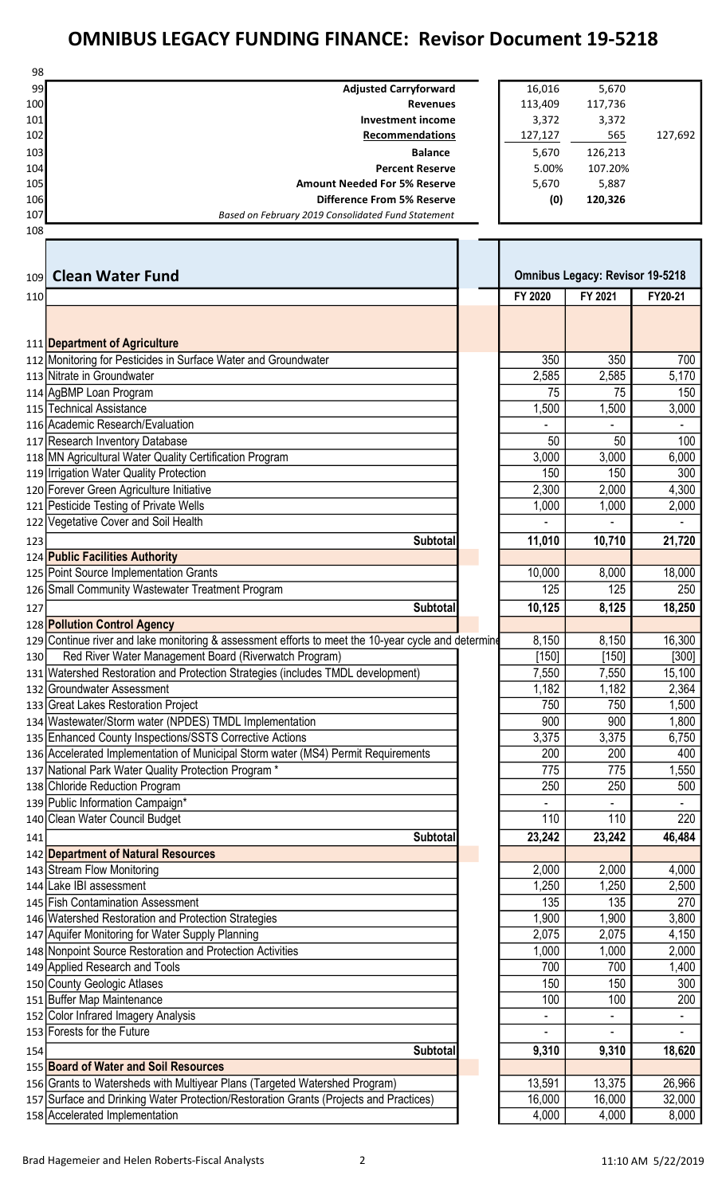# OMNIBUS LEGACY FUNDING FINANCE: Revisor Document 19-5218

| | | | |
|---|---|---|---|
| **Adjusted Carryforward** | 16,016 | 5,670 | |
| **Revenues** | 113,409 | 117,736 | |
| **Investment income** | 3,372 | 3,372 | |
| **Recommendations** | 127,127 | 565 | 127,692 |
| **Balance** | 5,670 | 126,213 | |
| **Percent Reserve** | 5.00% | 107.20% | |
| **Amount Needed For 5% Reserve** | 5,670 | 5,887 | |
| **Difference From 5% Reserve** | (0) | 120,326 | |
| *Based on February 2019 Consolidated Fund Statement* | | | |

## Clean Water Fund

| | Omnibus Legacy: Revisor 19-5218 | | |
|---|---|---|---|
| | **FY 2020** | **FY 2021** | **FY20-21** |
| **Department of Agriculture** | | | |
| Monitoring for Pesticides in Surface Water and Groundwater | 350 | 350 | 700 |
| Nitrate in Groundwater | 2,585 | 2,585 | 5,170 |
| AgBMP Loan Program | 75 | 75 | 150 |
| Technical Assistance | 1,500 | 1,500 | 3,000 |
| Academic Research/Evaluation | - | - | - |
| Research Inventory Database | 50 | 50 | 100 |
| MN Agricultural Water Quality Certification Program | 3,000 | 3,000 | 6,000 |
| Irrigation Water Quality Protection | 150 | 150 | 300 |
| Forever Green Agriculture Initiative | 2,300 | 2,000 | 4,300 |
| Pesticide Testing of Private Wells | 1,000 | 1,000 | 2,000 |
| Vegetative Cover and Soil Health | - | - | - |
| **Subtotal** | **11,010** | **10,710** | **21,720** |
| **Public Facilities Authority** | | | |
| Point Source Implementation Grants | 10,000 | 8,000 | 18,000 |
| Small Community Wastewater Treatment Program | 125 | 125 | 250 |
| **Subtotal** | **10,125** | **8,125** | **18,250** |
| **Pollution Control Agency** | | | |
| Continue river and lake monitoring & assessment efforts to meet the 10-year cycle and determine | 8,150 | 8,150 | 16,300 |
| Red River Water Management Board (Riverwatch Program) | [150] | [150] | [300] |
| Watershed Restoration and Protection Strategies (includes TMDL development) | 7,550 | 7,550 | 15,100 |
| Groundwater Assessment | 1,182 | 1,182 | 2,364 |
| Great Lakes Restoration Project | 750 | 750 | 1,500 |
| Wastewater/Storm water (NPDES) TMDL Implementation | 900 | 900 | 1,800 |
| Enhanced County Inspections/SSTS Corrective Actions | 3,375 | 3,375 | 6,750 |
| Accelerated Implementation of Municipal Storm water (MS4) Permit Requirements | 200 | 200 | 400 |
| National Park Water Quality Protection Program * | 775 | 775 | 1,550 |
| Chloride Reduction Program | 250 | 250 | 500 |
| Public Information Campaign* | - | - | - |
| Clean Water Council Budget | 110 | 110 | 220 |
| **Subtotal** | **23,242** | **23,242** | **46,484** |
| **Department of Natural Resources** | | | |
| Stream Flow Monitoring | 2,000 | 2,000 | 4,000 |
| Lake IBI assessment | 1,250 | 1,250 | 2,500 |
| Fish Contamination Assessment | 135 | 135 | 270 |
| Watershed Restoration and Protection Strategies | 1,900 | 1,900 | 3,800 |
| Aquifer Monitoring for Water Supply Planning | 2,075 | 2,075 | 4,150 |
| Nonpoint Source Restoration and Protection Activities | 1,000 | 1,000 | 2,000 |
| Applied Research and Tools | 700 | 700 | 1,400 |
| County Geologic Atlases | 150 | 150 | 300 |
| Buffer Map Maintenance | 100 | 100 | 200 |
| Color Infrared Imagery Analysis | - | - | - |
| Forests for the Future | - | - | - |
| **Subtotal** | **9,310** | **9,310** | **18,620** |
| **Board of Water and Soil Resources** | | | |
| Grants to Watersheds with Multiyear Plans (Targeted Watershed Program) | 13,591 | 13,375 | 26,966 |
| Surface and Drinking Water Protection/Restoration Grants (Projects and Practices) | 16,000 | 16,000 | 32,000 |
| Accelerated Implementation | 4,000 | 4,000 | 8,000 |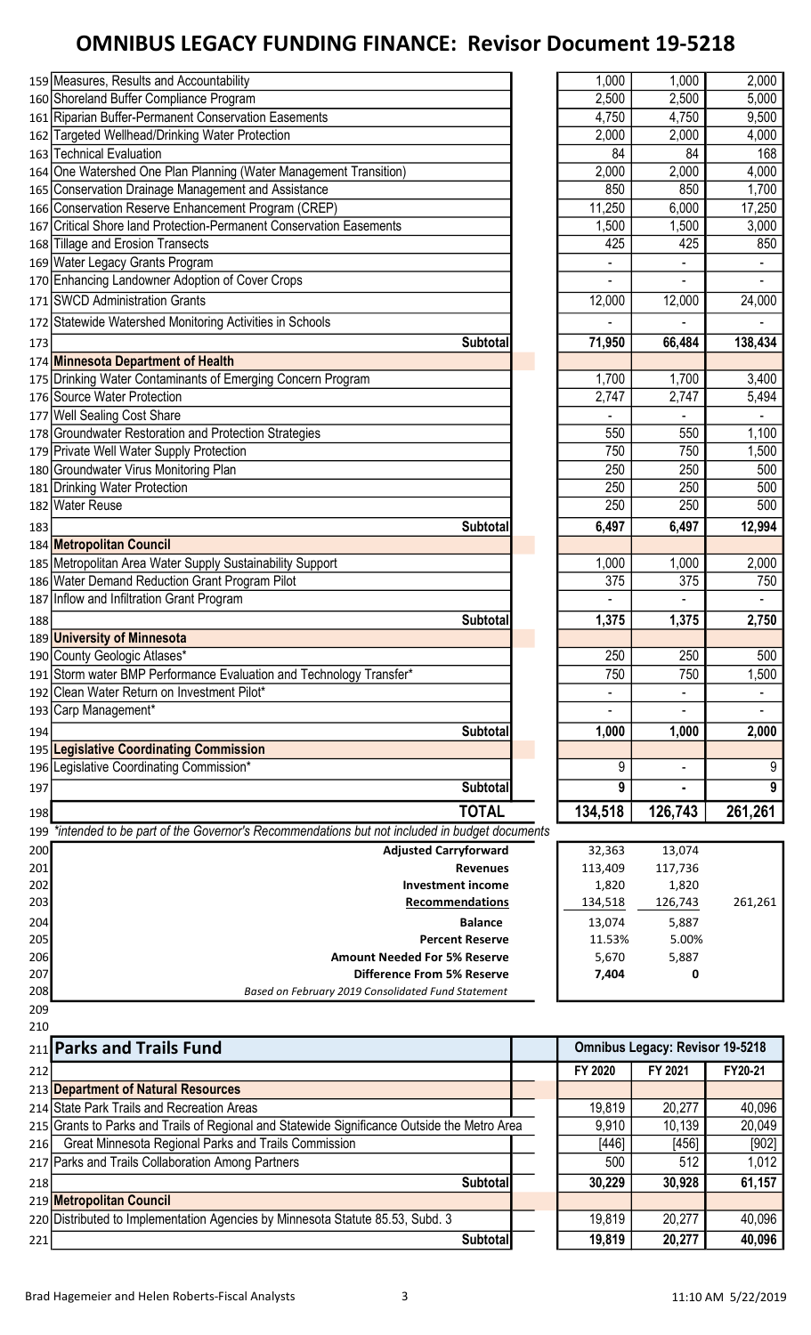# OMNIBUS LEGACY FUNDING FINANCE: Revisor Document 19-5218

| # | Item | FY 2020 | FY 2021 | FY20-21 |
|---|---|---|---|---|
| 159 | Measures, Results and Accountability | 1,000 | 1,000 | 2,000 |
| 160 | Shoreland Buffer Compliance Program | 2,500 | 2,500 | 5,000 |
| 161 | Riparian Buffer-Permanent Conservation Easements | 4,750 | 4,750 | 9,500 |
| 162 | Targeted Wellhead/Drinking Water Protection | 2,000 | 2,000 | 4,000 |
| 163 | Technical Evaluation | 84 | 84 | 168 |
| 164 | One Watershed One Plan Planning (Water Management Transition) | 2,000 | 2,000 | 4,000 |
| 165 | Conservation Drainage Management and Assistance | 850 | 850 | 1,700 |
| 166 | Conservation Reserve Enhancement Program (CREP) | 11,250 | 6,000 | 17,250 |
| 167 | Critical Shore land Protection-Permanent Conservation Easements | 1,500 | 1,500 | 3,000 |
| 168 | Tillage and Erosion Transects | 425 | 425 | 850 |
| 169 | Water Legacy Grants Program | - | - | - |
| 170 | Enhancing Landowner Adoption of Cover Crops | - | - | - |
| 171 | SWCD Administration Grants | 12,000 | 12,000 | 24,000 |
| 172 | Statewide Watershed Monitoring Activities in Schools | - | - | - |
| 173 | **Subtotal** | **71,950** | **66,484** | **138,434** |
| 174 | **Minnesota Department of Health** | | | |
| 175 | Drinking Water Contaminants of Emerging Concern Program | 1,700 | 1,700 | 3,400 |
| 176 | Source Water Protection | 2,747 | 2,747 | 5,494 |
| 177 | Well Sealing Cost Share | - | - | - |
| 178 | Groundwater Restoration and Protection Strategies | 550 | 550 | 1,100 |
| 179 | Private Well Water Supply Protection | 750 | 750 | 1,500 |
| 180 | Groundwater Virus Monitoring Plan | 250 | 250 | 500 |
| 181 | Drinking Water Protection | 250 | 250 | 500 |
| 182 | Water Reuse | 250 | 250 | 500 |
| 183 | **Subtotal** | **6,497** | **6,497** | **12,994** |
| 184 | **Metropolitan Council** | | | |
| 185 | Metropolitan Area Water Supply Sustainability Support | 1,000 | 1,000 | 2,000 |
| 186 | Water Demand Reduction Grant Program Pilot | 375 | 375 | 750 |
| 187 | Inflow and Infiltration Grant Program | - | - | - |
| 188 | **Subtotal** | **1,375** | **1,375** | **2,750** |
| 189 | **University of Minnesota** | | | |
| 190 | County Geologic Atlases* | 250 | 250 | 500 |
| 191 | Storm water BMP Performance Evaluation and Technology Transfer* | 750 | 750 | 1,500 |
| 192 | Clean Water Return on Investment Pilot* | - | - | - |
| 193 | Carp Management* | - | - | - |
| 194 | **Subtotal** | **1,000** | **1,000** | **2,000** |
| 195 | **Legislative Coordinating Commission** | | | |
| 196 | Legislative Coordinating Commission* | 9 | - | 9 |
| 197 | **Subtotal** | **9** | **-** | **9** |
| 198 | **TOTAL** | **134,518** | **126,743** | **261,261** |
| 199 | *intended to be part of the Governor's Recommendations but not included in budget documents* | | | |
| 200 | **Adjusted Carryforward** | 32,363 | 13,074 | |
| 201 | **Revenues** | 113,409 | 117,736 | |
| 202 | **Investment income** | 1,820 | 1,820 | |
| 203 | **Recommendations** | 134,518 | 126,743 | 261,261 |
| 204 | **Balance** | 13,074 | 5,887 | |
| 205 | **Percent Reserve** | 11.53% | 5.00% | |
| 206 | **Amount Needed For 5% Reserve** | 5,670 | 5,887 | |
| 207 | **Difference From 5% Reserve** | **7,404** | **0** | |
| 208 | *Based on February 2019 Consolidated Fund Statement* | | | |

| # | Parks and Trails Fund | FY 2020 | FY 2021 | FY20-21 |
|---|---|---|---|---|
| 211 | **Parks and Trails Fund** | **Omnibus Legacy: Revisor 19-5218** | | |
| 212 | | **FY 2020** | **FY 2021** | **FY20-21** |
| 213 | **Department of Natural Resources** | | | |
| 214 | State Park Trails and Recreation Areas | 19,819 | 20,277 | 40,096 |
| 215 | Grants to Parks and Trails of Regional and Statewide Significance Outside the Metro Area | 9,910 | 10,139 | 20,049 |
| 216 | Great Minnesota Regional Parks and Trails Commission | [446] | [456] | [902] |
| 217 | Parks and Trails Collaboration Among Partners | 500 | 512 | 1,012 |
| 218 | **Subtotal** | **30,229** | **30,928** | **61,157** |
| 219 | **Metropolitan Council** | | | |
| 220 | Distributed to Implementation Agencies by Minnesota Statute 85.53, Subd. 3 | 19,819 | 20,277 | 40,096 |
| 221 | **Subtotal** | **19,819** | **20,277** | **40,096** |

Brad Hagemeier and Helen Roberts-Fiscal Analysts — 11:10 AM 5/22/2019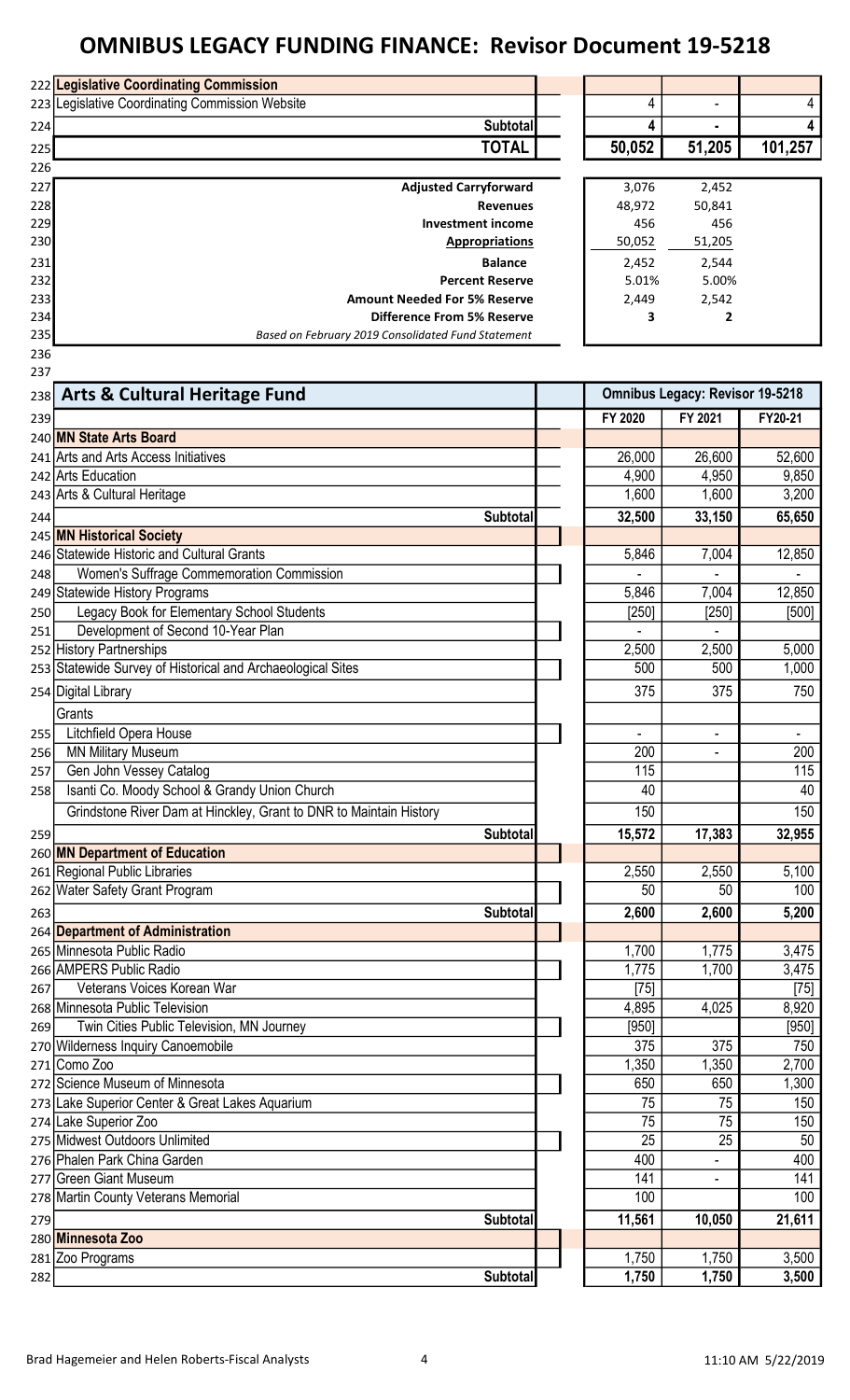# OMNIBUS LEGACY FUNDING FINANCE: Revisor Document 19-5218

| Row | Item | FY 2020 | FY 2021 | FY20-21 |
|---|---|---|---|---|
| 222 | **Legislative Coordinating Commission** | | | |
| 223 | Legislative Coordinating Commission Website | 4 | - | 4 |
| 224 | **Subtotal** | **4** | **-** | **4** |
| 225 | **TOTAL** | **50,052** | **51,205** | **101,257** |
| 226 | | | | |
| 227 | **Adjusted Carryforward** | 3,076 | 2,452 | |
| 228 | **Revenues** | 48,972 | 50,841 | |
| 229 | **Investment income** | 456 | 456 | |
| 230 | **Appropriations** | 50,052 | 51,205 | |
| 231 | **Balance** | 2,452 | 2,544 | |
| 232 | **Percent Reserve** | 5.01% | 5.00% | |
| 233 | **Amount Needed For 5% Reserve** | 2,449 | 2,542 | |
| 234 | **Difference From 5% Reserve** | **3** | **2** | |
| 235 | *Based on February 2019 Consolidated Fund Statement* | | | |

| Row | **Arts & Cultural Heritage Fund** | **Omnibus Legacy: Revisor 19-5218** | | |
|---|---|---|---|---|
| 239 | | **FY 2020** | **FY 2021** | **FY20-21** |
| 240 | **MN State Arts Board** | | | |
| 241 | Arts and Arts Access Initiatives | 26,000 | 26,600 | 52,600 |
| 242 | Arts Education | 4,900 | 4,950 | 9,850 |
| 243 | Arts & Cultural Heritage | 1,600 | 1,600 | 3,200 |
| 244 | **Subtotal** | **32,500** | **33,150** | **65,650** |
| 245 | **MN Historical Society** | | | |
| 246 | Statewide Historic and Cultural Grants | 5,846 | 7,004 | 12,850 |
| 248 | Women's Suffrage Commemoration Commission | - | - | - |
| 249 | Statewide History Programs | 5,846 | 7,004 | 12,850 |
| 250 | Legacy Book for Elementary School Students | [250] | [250] | [500] |
| 251 | Development of Second 10-Year Plan | - | - | |
| 252 | History Partnerships | 2,500 | 2,500 | 5,000 |
| 253 | Statewide Survey of Historical and Archaeological Sites | 500 | 500 | 1,000 |
| 254 | Digital Library | 375 | 375 | 750 |
| | Grants | | | |
| 255 | Litchfield Opera House | - | - | - |
| 256 | MN Military Museum | 200 | - | 200 |
| 257 | Gen John Vessey Catalog | 115 | | 115 |
| 258 | Isanti Co. Moody School & Grandy Union Church | 40 | | 40 |
| | Grindstone River Dam at Hinckley, Grant to DNR to Maintain History | 150 | | 150 |
| 259 | **Subtotal** | **15,572** | **17,383** | **32,955** |
| 260 | **MN Department of Education** | | | |
| 261 | Regional Public Libraries | 2,550 | 2,550 | 5,100 |
| 262 | Water Safety Grant Program | 50 | 50 | 100 |
| 263 | **Subtotal** | **2,600** | **2,600** | **5,200** |
| 264 | **Department of Administration** | | | |
| 265 | Minnesota Public Radio | 1,700 | 1,775 | 3,475 |
| 266 | AMPERS Public Radio | 1,775 | 1,700 | 3,475 |
| 267 | Veterans Voices Korean War | [75] | | [75] |
| 268 | Minnesota Public Television | 4,895 | 4,025 | 8,920 |
| 269 | Twin Cities Public Television, MN Journey | [950] | | [950] |
| 270 | Wilderness Inquiry Canoemobile | 375 | 375 | 750 |
| 271 | Como Zoo | 1,350 | 1,350 | 2,700 |
| 272 | Science Museum of Minnesota | 650 | 650 | 1,300 |
| 273 | Lake Superior Center & Great Lakes Aquarium | 75 | 75 | 150 |
| 274 | Lake Superior Zoo | 75 | 75 | 150 |
| 275 | Midwest Outdoors Unlimited | 25 | 25 | 50 |
| 276 | Phalen Park China Garden | 400 | - | 400 |
| 277 | Green Giant Museum | 141 | - | 141 |
| 278 | Martin County Veterans Memorial | 100 | | 100 |
| 279 | **Subtotal** | **11,561** | **10,050** | **21,611** |
| 280 | **Minnesota Zoo** | | | |
| 281 | Zoo Programs | 1,750 | 1,750 | 3,500 |
| 282 | **Subtotal** | **1,750** | **1,750** | **3,500** |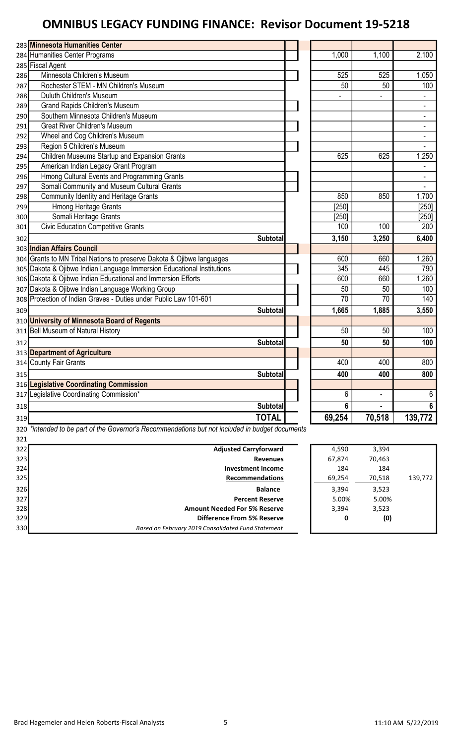# OMNIBUS LEGACY FUNDING FINANCE: Revisor Document 19-5218

| | | | | |
|---|---|---|---|---|
| 283 | **Minnesota Humanities Center** | | | |
| 284 | Humanities Center Programs | 1,000 | 1,100 | 2,100 |
| 285 | Fiscal Agent | | | |
| 286 | Minnesota Children's Museum | 525 | 525 | 1,050 |
| 287 | Rochester STEM - MN Children's Museum | 50 | 50 | 100 |
| 288 | Duluth Children's Museum | - | - | - |
| 289 | Grand Rapids Children's Museum | | | - |
| 290 | Southern Minnesota Children's Museum | | | - |
| 291 | Great River Children's Museum | | | - |
| 292 | Wheel and Cog Children's Museum | | | - |
| 293 | Region 5 Children's Museum | | | - |
| 294 | Children Museums Startup and Expansion Grants | 625 | 625 | 1,250 |
| 295 | American Indian Legacy Grant Program | | | - |
| 296 | Hmong Cultural Events and Programming Grants | | | - |
| 297 | Somali Community and Museum Cultural Grants | | | - |
| 298 | Community Identity and Heritage Grants | 850 | 850 | 1,700 |
| 299 | Hmong Heritage Grants | [250] | | [250] |
| 300 | Somali Heritage Grants | [250] | | [250] |
| 301 | Civic Education Competitive Grants | 100 | 100 | 200 |
| 302 | **Subtotal** | **3,150** | **3,250** | **6,400** |
| 303 | **Indian Affairs Council** | | | |
| 304 | Grants to MN Tribal Nations to preserve Dakota & Ojibwe languages | 600 | 660 | 1,260 |
| 305 | Dakota & Ojibwe Indian Language Immersion Educational Institutions | 345 | 445 | 790 |
| 306 | Dakota & Ojibwe Indian Educational and Immersion Efforts | 600 | 660 | 1,260 |
| 307 | Dakota & Ojibwe Indian Language Working Group | 50 | 50 | 100 |
| 308 | Protection of Indian Graves - Duties under Public Law 101-601 | 70 | 70 | 140 |
| 309 | **Subtotal** | **1,665** | **1,885** | **3,550** |
| 310 | **University of Minnesota Board of Regents** | | | |
| 311 | Bell Museum of Natural History | 50 | 50 | 100 |
| 312 | **Subtotal** | **50** | **50** | **100** |
| 313 | **Department of Agriculture** | | | |
| 314 | County Fair Grants | 400 | 400 | 800 |
| 315 | **Subtotal** | **400** | **400** | **800** |
| 316 | **Legislative Coordinating Commission** | | | |
| 317 | Legislative Coordinating Commission* | 6 | - | 6 |
| 318 | **Subtotal** | **6** | **-** | **6** |
| 319 | **TOTAL** | **69,254** | **70,518** | **139,772** |

320 *intended to be part of the Governor's Recommendations but not included in budget documents*

| | | | | |
|---|---|---|---|---|
| 322 | **Adjusted Carryforward** | 4,590 | 3,394 | |
| 323 | **Revenues** | 67,874 | 70,463 | |
| 324 | **Investment income** | 184 | 184 | |
| 325 | **Recommendations** | 69,254 | 70,518 | 139,772 |
| 326 | **Balance** | 3,394 | 3,523 | |
| 327 | **Percent Reserve** | 5.00% | 5.00% | |
| 328 | **Amount Needed For 5% Reserve** | 3,394 | 3,523 | |
| 329 | **Difference From 5% Reserve** | **0** | **(0)** | |
| 330 | *Based on February 2019 Consolidated Fund Statement* | | | |

Brad Hagemeier and Helen Roberts-Fiscal Analysts 11:10 AM 5/22/2019